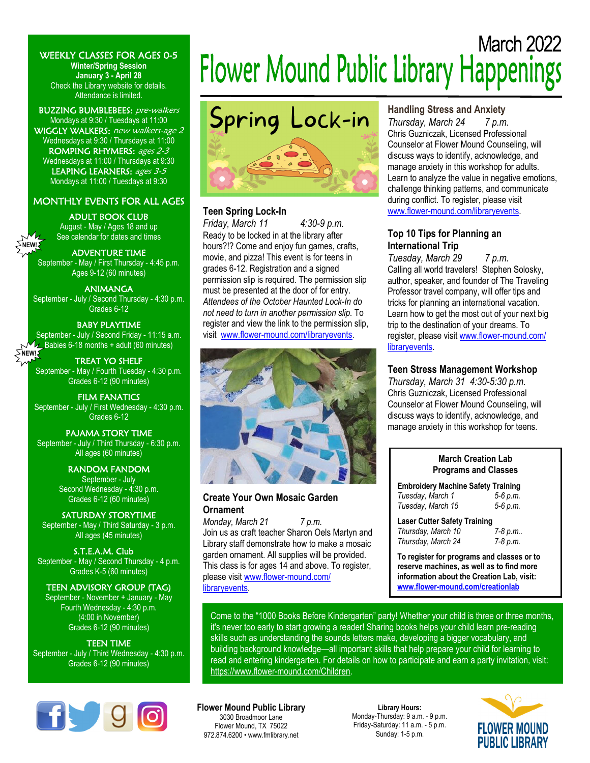# March 2022
# Flower Mound Public Library Happenings

## WEEKLY CLASSES FOR AGES 0-5

**Winter/Spring Session**
**January 3 - April 28**
Check the Library website for details.
Attendance is limited.

**BUZZING BUMBLEBEES:** *pre-walkers*
Mondays at 9:30 / Tuesdays at 11:00

**WIGGLY WALKERS:** *new walkers-age 2*
Wednesdays at 9:30 / Thursdays at 11:00

**ROMPING RHYMERS:** *ages 2-3*
Wednesdays at 11:00 / Thursdays at 9:30

**LEAPING LEARNERS:** *ages 3-5*
Mondays at 11:00 / Tuesdays at 9:30

## MONTHLY EVENTS FOR ALL AGES

**ADULT BOOK CLUB**
August - May / Ages 18 and up
See calendar for dates and times

NEW!
**ADVENTURE TIME**
September - May / First Thursday - 4:45 p.m.
Ages 9-12 (60 minutes)

**ANIMANGA**
September - July / Second Thursday - 4:30 p.m.
Grades 6-12

**BABY PLAYTIME**
September - July / Second Friday - 11:15 a.m.
Babies 6-18 months + adult (60 minutes)

NEW!
**TREAT YO SHELF**
September - May / Fourth Tuesday - 4:30 p.m.
Grades 6-12 (90 minutes)

**FILM FANATICS**
September - July / First Wednesday - 4:30 p.m.
Grades 6-12

**PAJAMA STORY TIME**
September - July / Third Thursday - 6:30 p.m.
All ages (60 minutes)

**RANDOM FANDOM**
September - July
Second Wednesday - 4:30 p.m.
Grades 6-12 (60 minutes)

**SATURDAY STORYTIME**
September - May / Third Saturday - 3 p.m.
All ages (45 minutes)

**S.T.E.A.M. Club**
September - May / Second Thursday - 4 p.m.
Grades K-5 (60 minutes)

**TEEN ADVISORY GROUP (TAG)**
September - November + January - May
Fourth Wednesday - 4:30 p.m.
(4:00 in November)
Grades 6-12 (90 minutes)

**TEEN TIME**
September - July / Third Wednesday - 4:30 p.m.
Grades 6-12 (90 minutes)

Spring Lock-in

### Teen Spring Lock-In

*Friday, March 11 4:30-9 p.m.*

Ready to be locked in at the library after hours?!? Come and enjoy fun games, crafts, movie, and pizza! This event is for teens in grades 6-12. Registration and a signed permission slip is required. The permission slip must be presented at the door of for entry. *Attendees of the October Haunted Lock-In do not need to turn in another permission slip.* To register and view the link to the permission slip, visit www.flower-mound.com/libraryevents.

### Create Your Own Mosaic Garden Ornament

*Monday, March 21 7 p.m.*

Join us as craft teacher Sharon Oels Martyn and Library staff demonstrate how to make a mosaic garden ornament. All supplies will be provided. This class is for ages 14 and above. To register, please visit www.flower-mound.com/libraryevents.

### Handling Stress and Anxiety

*Thursday, March 24 7 p.m.*

Chris Guzniczak, Licensed Professional Counselor at Flower Mound Counseling, will discuss ways to identify, acknowledge, and manage anxiety in this workshop for adults. Learn to analyze the value in negative emotions, challenge thinking patterns, and communicate during conflict. To register, please visit www.flower-mound.com/libraryevents.

### Top 10 Tips for Planning an International Trip

*Tuesday, March 29 7 p.m.*

Calling all world travelers! Stephen Solosky, author, speaker, and founder of The Traveling Professor travel company, will offer tips and tricks for planning an international vacation. Learn how to get the most out of your next big trip to the destination of your dreams. To register, please visit www.flower-mound.com/libraryevents.

### Teen Stress Management Workshop

*Thursday, March 31 4:30-5:30 p.m.*

Chris Guzniczak, Licensed Professional Counselor at Flower Mound Counseling, will discuss ways to identify, acknowledge, and manage anxiety in this workshop for teens.

### March Creation Lab Programs and Classes

**Embroidery Machine Safety Training**
*Tuesday, March 1 5-6 p.m.*
*Tuesday, March 15 5-6 p.m.*

**Laser Cutter Safety Training**
*Thursday, March 10 7-8 p.m..*
*Thursday, March 24 7-8 p.m.*

**To register for programs and classes or to reserve machines, as well as to find more information about the Creation Lab, visit: www.flower-mound.com/creationlab**

Come to the "1000 Books Before Kindergarten" party! Whether your child is three or three months, it's never too early to start growing a reader! Sharing books helps your child learn pre-reading skills such as understanding the sounds letters make, developing a bigger vocabulary, and building background knowledge—all important skills that help prepare your child for learning to read and entering kindergarten. For details on how to participate and earn a party invitation, visit: https://www.flower-mound.com/Children.

**Flower Mound Public Library**
3030 Broadmoor Lane
Flower Mound, TX 75022
972.874.6200 • www.fmlibrary.net

**Library Hours:**
Monday-Thursday: 9 a.m. - 9 p.m.
Friday-Saturday: 11 a.m. - 5 p.m.
Sunday: 1-5 p.m.

FLOWER MOUND PUBLIC LIBRARY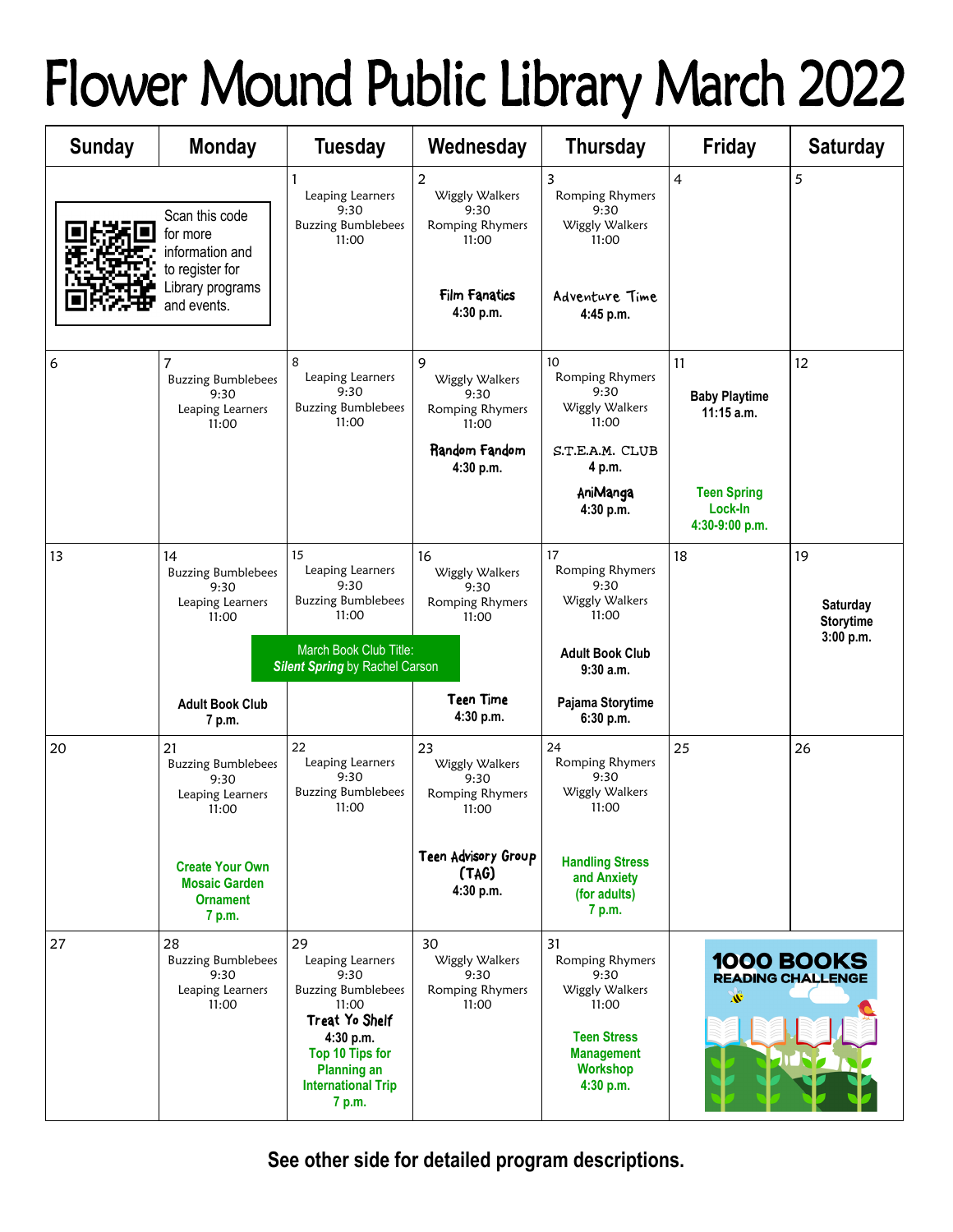# Flower Mound Public Library March 2022

| Sunday | Monday | Tuesday | Wednesday | Thursday | Friday | Saturday |
|---|---|---|---|---|---|---|
| Scan this code for more information and to register for Library programs and events. | | 1<br>Leaping Learners 9:30<br>Buzzing Bumblebees 11:00 | 2<br>Wiggly Walkers 9:30<br>Romping Rhymers 11:00<br>**Film Fanatics 4:30 p.m.** | 3<br>Romping Rhymers 9:30<br>Wiggly Walkers 11:00<br>**Adventure Time 4:45 p.m.** | 4 | 5 |
| 6 | 7<br>Buzzing Bumblebees 9:30<br>Leaping Learners 11:00 | 8<br>Leaping Learners 9:30<br>Buzzing Bumblebees 11:00 | 9<br>Wiggly Walkers 9:30<br>Romping Rhymers 11:00<br>**Random Fandom 4:30 p.m.** | 10<br>Romping Rhymers 9:30<br>Wiggly Walkers 11:00<br>S.T.E.A.M. CLUB **4 p.m.**<br>**AniManga 4:30 p.m.** | 11<br>**Baby Playtime 11:15 a.m.**<br>**Teen Spring Lock-In 4:30-9:00 p.m.** | 12 |
| 13 | 14<br>Buzzing Bumblebees 9:30<br>Leaping Learners 11:00<br>**Adult Book Club 7 p.m.** | 15<br>Leaping Learners 9:30<br>Buzzing Bumblebees 11:00<br>March Book Club Title: ***Silent Spring*** by Rachel Carson | 16<br>Wiggly Walkers 9:30<br>Romping Rhymers 11:00<br>**Teen Time 4:30 p.m.** | 17<br>Romping Rhymers 9:30<br>Wiggly Walkers 11:00<br>**Adult Book Club 9:30 a.m.**<br>**Pajama Storytime 6:30 p.m.** | 18 | 19<br>**Saturday Storytime 3:00 p.m.** |
| 20 | 21<br>Buzzing Bumblebees 9:30<br>Leaping Learners 11:00<br>**Create Your Own Mosaic Garden Ornament 7 p.m.** | 22<br>Leaping Learners 9:30<br>Buzzing Bumblebees 11:00 | 23<br>Wiggly Walkers 9:30<br>Romping Rhymers 11:00<br>**Teen Advisory Group (TAG) 4:30 p.m.** | 24<br>Romping Rhymers 9:30<br>Wiggly Walkers 11:00<br>**Handling Stress and Anxiety (for adults) 7 p.m.** | 25 | 26 |
| 27 | 28<br>Buzzing Bumblebees 9:30<br>Leaping Learners 11:00 | 29<br>Leaping Learners 9:30<br>Buzzing Bumblebees 11:00<br>**Treat Yo Shelf 4:30 p.m.**<br>**Top 10 Tips for Planning an International Trip 7 p.m.** | 30<br>Wiggly Walkers 9:30<br>Romping Rhymers 11:00 | 31<br>Romping Rhymers 9:30<br>Wiggly Walkers 11:00<br>**Teen Stress Management Workshop 4:30 p.m.** | 1000 BOOKS READING CHALLENGE | |

**See other side for detailed program descriptions.**